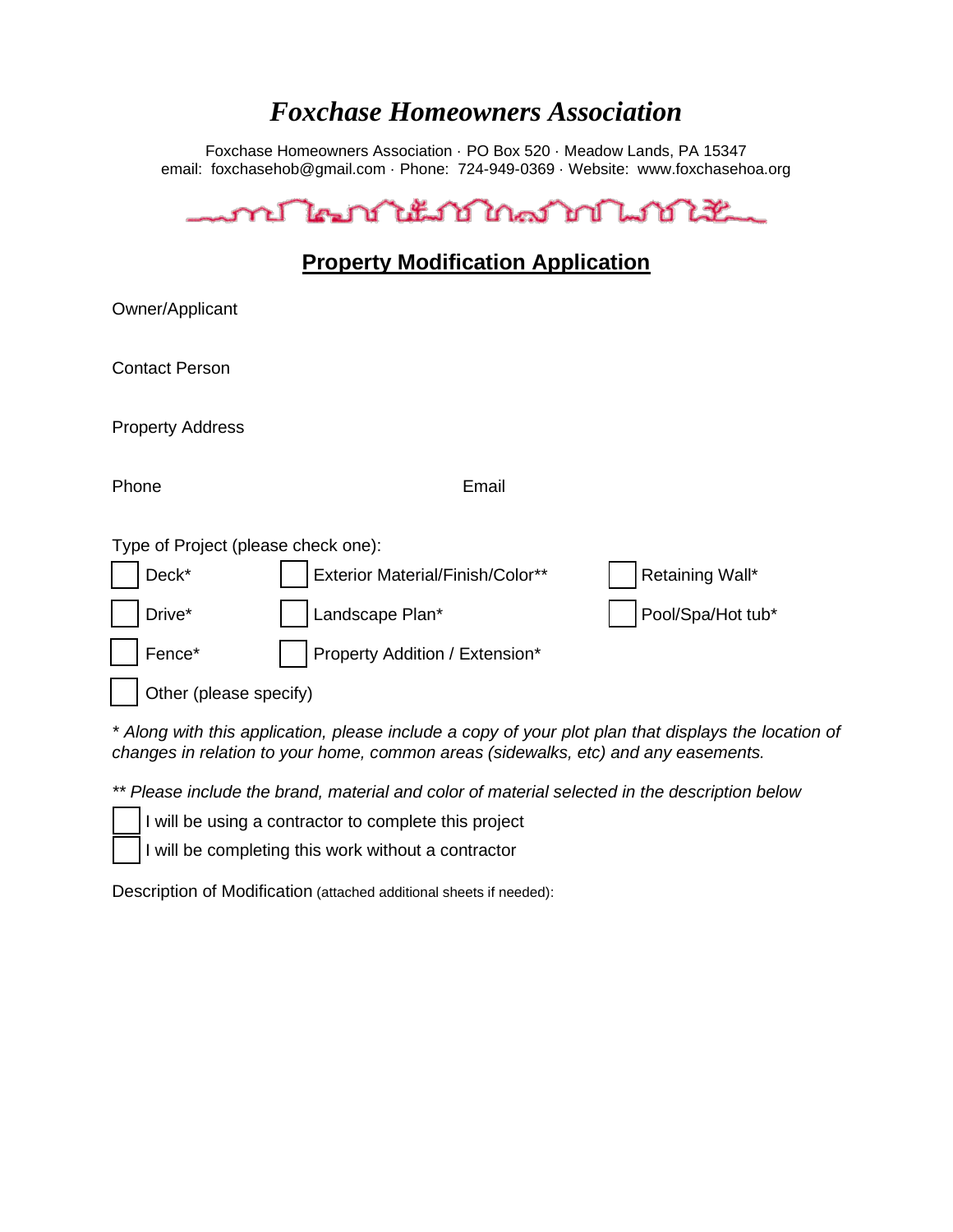# *Foxchase Homeowners Association*

Foxchase Homeowners Association · PO Box 520 · Meadow Lands, PA 15347
email: foxchasehob@gmail.com · Phone: 724-949-0369 · Website: www.foxchasehoa.org

## Property Modification Application

Owner/Applicant

Contact Person

Property Address

Phone                                        Email

Type of Project (please check one):

- ☐ Deck*
- ☐ Exterior Material/Finish/Color**
- ☐ Retaining Wall*
- ☐ Drive*
- ☐ Landscape Plan*
- ☐ Pool/Spa/Hot tub*
- ☐ Fence*
- ☐ Property Addition / Extension*
- ☐ Other (please specify)

*\* Along with this application, please include a copy of your plot plan that displays the location of changes in relation to your home, common areas (sidewalks, etc) and any easements.*

*\*\* Please include the brand, material and color of material selected in the description below*

- ☐ I will be using a contractor to complete this project
- ☐ I will be completing this work without a contractor

Description of Modification (attached additional sheets if needed):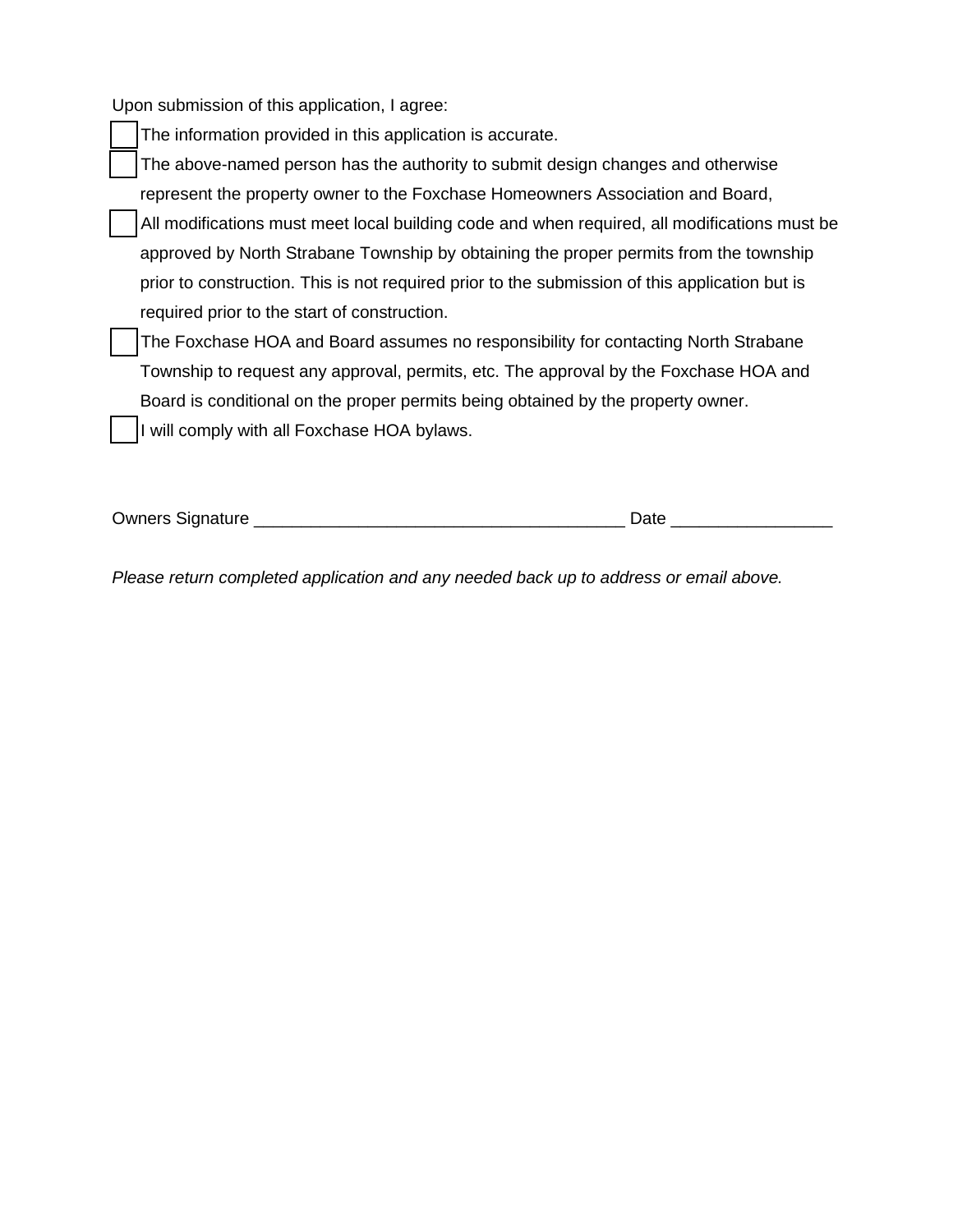Upon submission of this application, I agree:

- [ ] The information provided in this application is accurate.
- [ ] The above-named person has the authority to submit design changes and otherwise represent the property owner to the Foxchase Homeowners Association and Board,
- [ ] All modifications must meet local building code and when required, all modifications must be approved by North Strabane Township by obtaining the proper permits from the township prior to construction. This is not required prior to the submission of this application but is required prior to the start of construction.
- [ ] The Foxchase HOA and Board assumes no responsibility for contacting North Strabane Township to request any approval, permits, etc. The approval by the Foxchase HOA and Board is conditional on the proper permits being obtained by the property owner.
- [ ] I will comply with all Foxchase HOA bylaws.

Owners Signature _______________________________________ Date _________________

*Please return completed application and any needed back up to address or email above.*